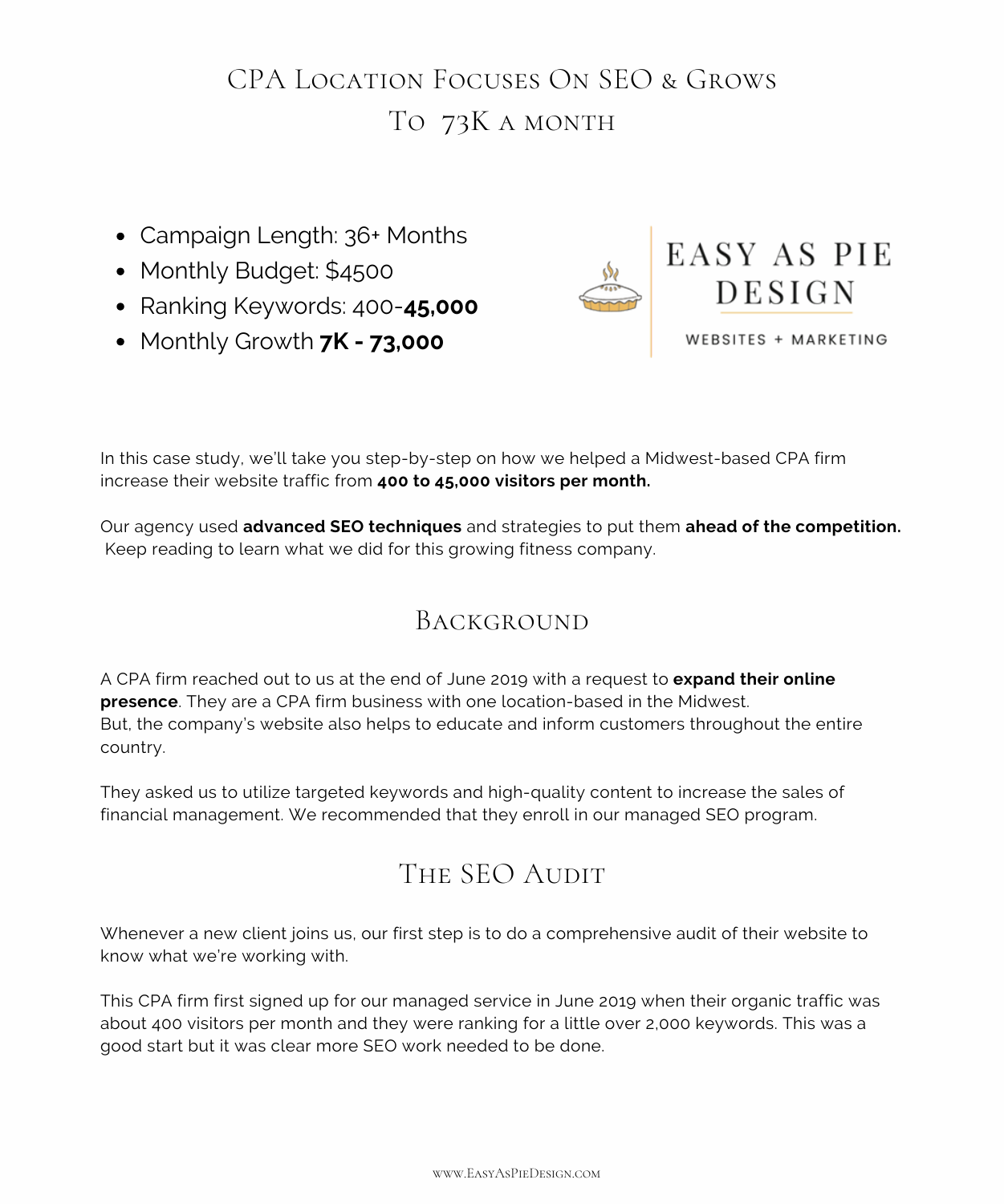# CPA Location Focuses On SEO & Grows To 73K a month

- Campaign Length: 36+ Months
- Monthly Budget: $4500
- Ranking Keywords: 400-**45,000**
- Monthly Growth **7K - 73,000**

EASY AS PIE DESIGN

WEBSITES + MARKETING

In this case study, we'll take you step-by-step on how we helped a Midwest-based CPA firm increase their website traffic from **400 to 45,000 visitors per month.**

Our agency used **advanced SEO techniques** and strategies to put them **ahead of the competition.** Keep reading to learn what we did for this growing fitness company.

## Background

A CPA firm reached out to us at the end of June 2019 with a request to **expand their online presence**. They are a CPA firm business with one location-based in the Midwest. But, the company's website also helps to educate and inform customers throughout the entire country.

They asked us to utilize targeted keywords and high-quality content to increase the sales of financial management. We recommended that they enroll in our managed SEO program.

## The SEO Audit

Whenever a new client joins us, our first step is to do a comprehensive audit of their website to know what we're working with.

This CPA firm first signed up for our managed service in June 2019 when their organic traffic was about 400 visitors per month and they were ranking for a little over 2,000 keywords. This was a good start but it was clear more SEO work needed to be done.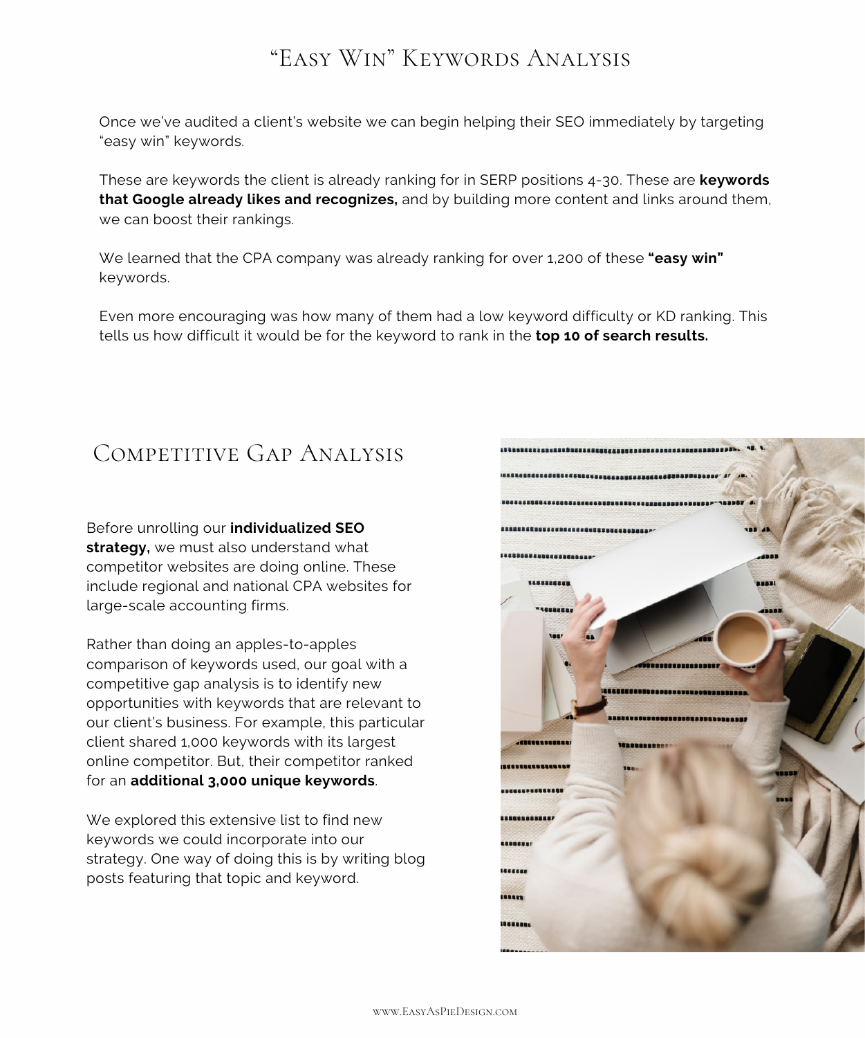# "Easy Win" Keywords Analysis

Once we've audited a client's website we can begin helping their SEO immediately by targeting "easy win" keywords.

These are keywords the client is already ranking for in SERP positions 4-30. These are **keywords that Google already likes and recognizes,** and by building more content and links around them, we can boost their rankings.

We learned that the CPA company was already ranking for over 1,200 of these **"easy win"** keywords.

Even more encouraging was how many of them had a low keyword difficulty or KD ranking. This tells us how difficult it would be for the keyword to rank in the **top 10 of search results.**

# Competitive Gap Analysis

Before unrolling our **individualized SEO strategy,** we must also understand what competitor websites are doing online. These include regional and national CPA websites for large-scale accounting firms.

Rather than doing an apples-to-apples comparison of keywords used, our goal with a competitive gap analysis is to identify new opportunities with keywords that are relevant to our client's business. For example, this particular client shared 1,000 keywords with its largest online competitor. But, their competitor ranked for an **additional 3,000 unique keywords**.

We explored this extensive list to find new keywords we could incorporate into our strategy. One way of doing this is by writing blog posts featuring that topic and keyword.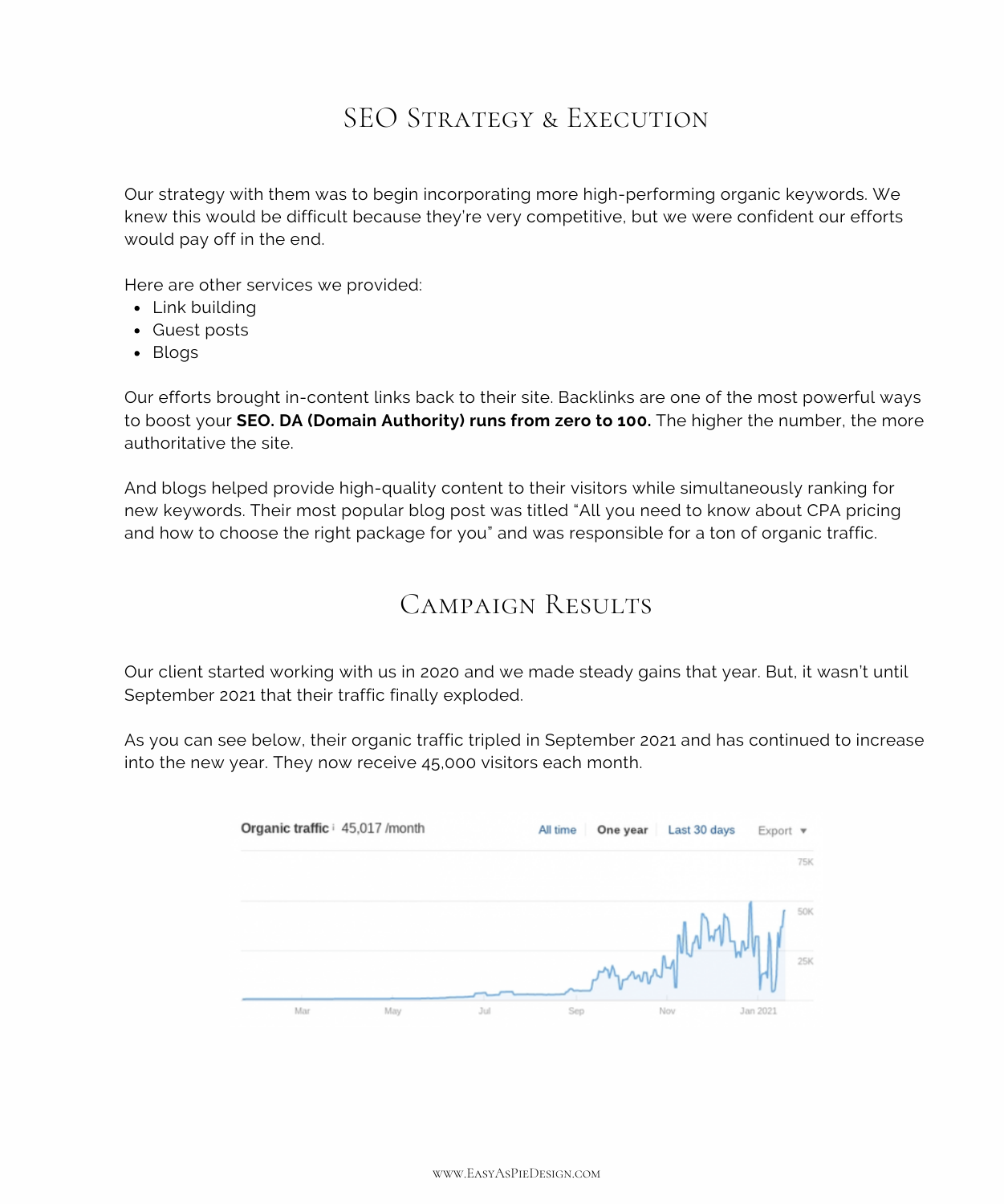## SEO Strategy & Execution

Our strategy with them was to begin incorporating more high-performing organic keywords. We knew this would be difficult because they're very competitive, but we were confident our efforts would pay off in the end.

Here are other services we provided:

- Link building
- Guest posts
- Blogs

Our efforts brought in-content links back to their site. Backlinks are one of the most powerful ways to boost your **SEO. DA (Domain Authority) runs from zero to 100.** The higher the number, the more authoritative the site.

And blogs helped provide high-quality content to their visitors while simultaneously ranking for new keywords. Their most popular blog post was titled "All you need to know about CPA pricing and how to choose the right package for you" and was responsible for a ton of organic traffic.

## Campaign Results

Our client started working with us in 2020 and we made steady gains that year. But, it wasn't until September 2021 that their traffic finally exploded.

As you can see below, their organic traffic tripled in September 2021 and has continued to increase into the new year. They now receive 45,000 visitors each month.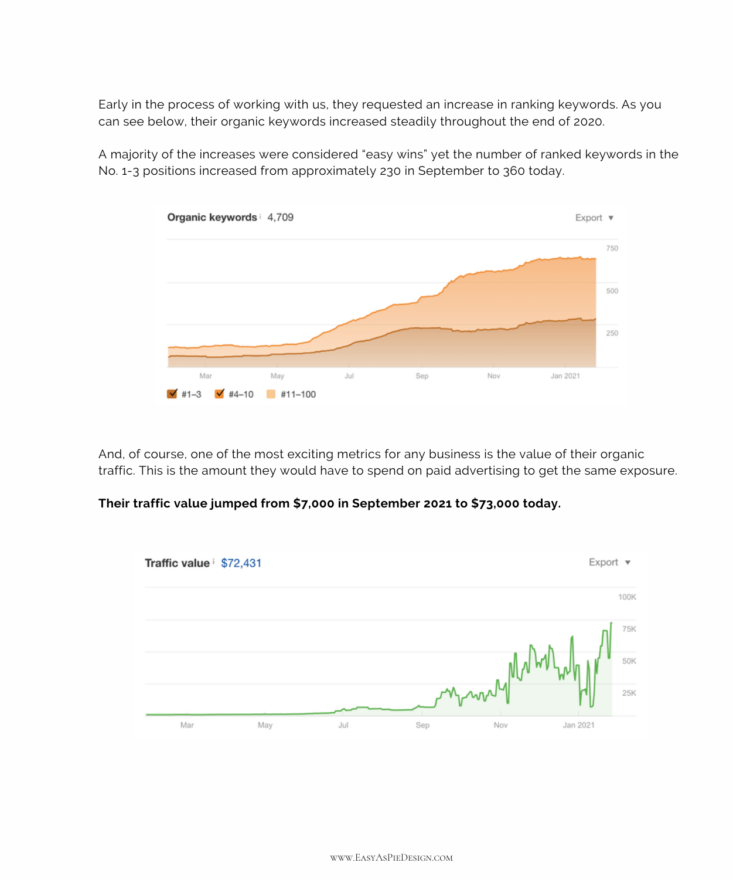Early in the process of working with us, they requested an increase in ranking keywords. As you can see below, their organic keywords increased steadily throughout the end of 2020.

A majority of the increases were considered "easy wins" yet the number of ranked keywords in the No. 1-3 positions increased from approximately 230 in September to 360 today.

Organic keywords 4,709

Export ▼

750

500

250

Mar May Jul Sep Nov Jan 2021

#1–3 #4–10 #11–100

And, of course, one of the most exciting metrics for any business is the value of their organic traffic. This is the amount they would have to spend on paid advertising to get the same exposure.

**Their traffic value jumped from $7,000 in September 2021 to $73,000 today.**

Traffic value $72,431

Export ▼

100K

75K

50K

25K

Mar May Jul Sep Nov Jan 2021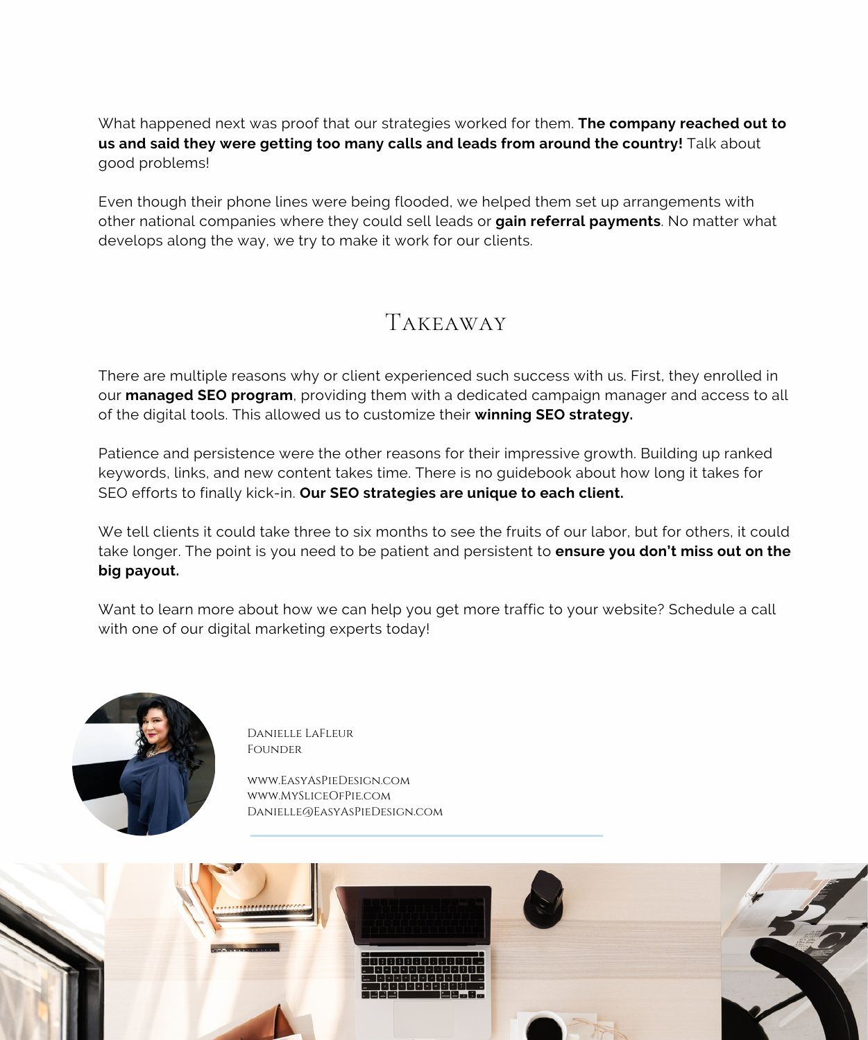What happened next was proof that our strategies worked for them. **The company reached out to us and said they were getting too many calls and leads from around the country!** Talk about good problems!

Even though their phone lines were being flooded, we helped them set up arrangements with other national companies where they could sell leads or **gain referral payments**. No matter what develops along the way, we try to make it work for our clients.

## Takeaway

There are multiple reasons why or client experienced such success with us. First, they enrolled in our **managed SEO program**, providing them with a dedicated campaign manager and access to all of the digital tools. This allowed us to customize their **winning SEO strategy.**

Patience and persistence were the other reasons for their impressive growth. Building up ranked keywords, links, and new content takes time. There is no guidebook about how long it takes for SEO efforts to finally kick-in. **Our SEO strategies are unique to each client.**

We tell clients it could take three to six months to see the fruits of our labor, but for others, it could take longer. The point is you need to be patient and persistent to **ensure you don't miss out on the big payout.**

Want to learn more about how we can help you get more traffic to your website? Schedule a call with one of our digital marketing experts today!

Danielle LaFleur
Founder

www.EasyAsPieDesign.com
www.MySliceOfPie.com
Danielle@EasyAsPieDesign.com